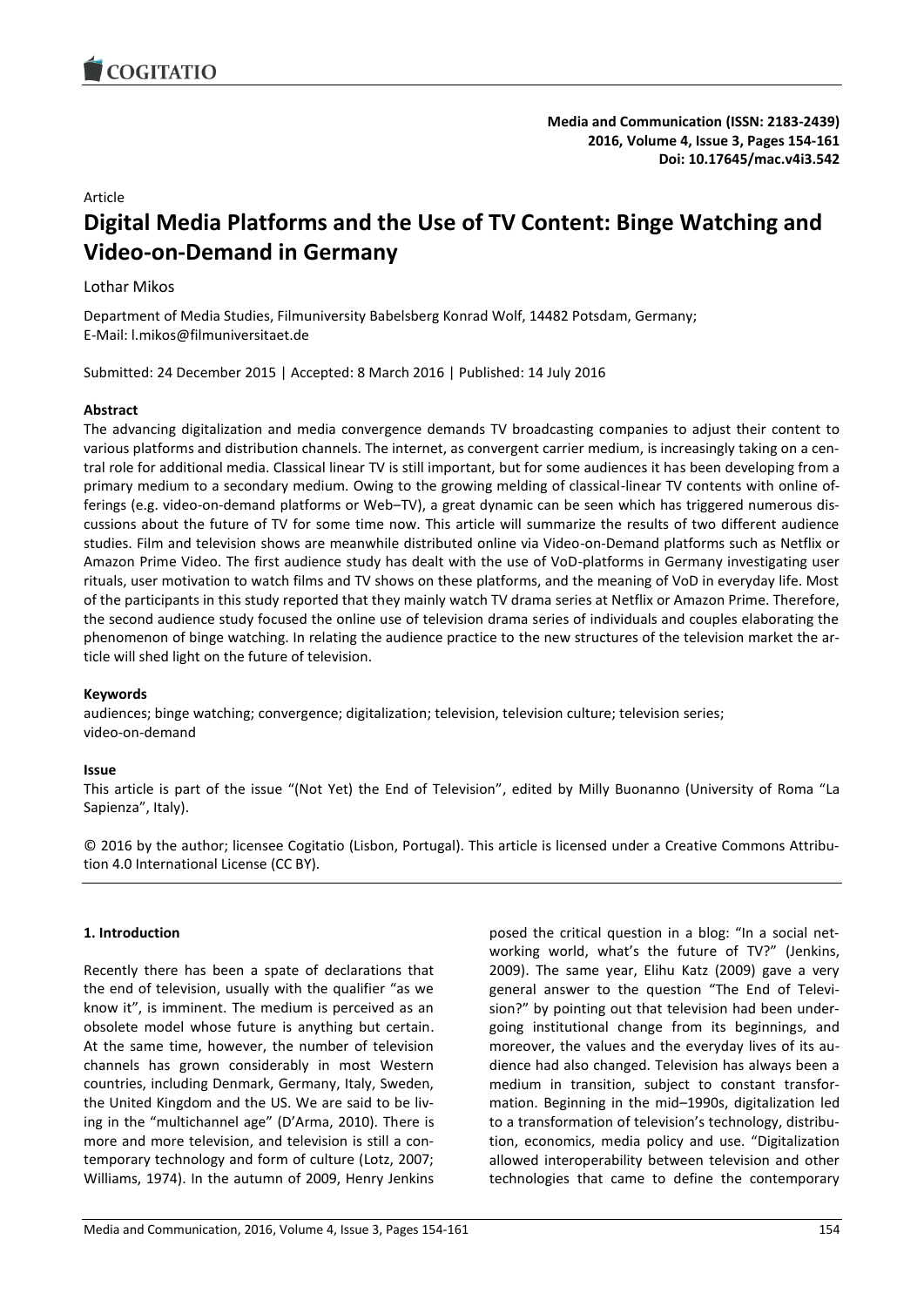Article

# Digital Media Platforms and the Use of TV Content: Binge Watching and Video-on-Demand in Germany

Lothar Mikos

Department of Media Studies, Filmuniversity Babelsberg Konrad Wolf, 14482 Potsdam, Germany; E-Mail: l.mikos@filmuniversitaet.de

Submitted: 24 December 2015 | Accepted: 8 March 2016 | Published: 14 July 2016

### Abstract

The advancing digitalization and media convergence demands TV broadcasting companies to adjust their content to various platforms and distribution channels. The internet, as convergent carrier medium, is increasingly taking on a central role for additional media. Classical linear TV is still important, but for some audiences it has been developing from a primary medium to a secondary medium. Owing to the growing melding of classical-linear TV contents with online offerings (e.g. video-on-demand platforms or Web–TV), a great dynamic can be seen which has triggered numerous discussions about the future of TV for some time now. This article will summarize the results of two different audience studies. Film and television shows are meanwhile distributed online via Video-on-Demand platforms such as Netflix or Amazon Prime Video. The first audience study has dealt with the use of VoD-platforms in Germany investigating user rituals, user motivation to watch films and TV shows on these platforms, and the meaning of VoD in everyday life. Most of the participants in this study reported that they mainly watch TV drama series at Netflix or Amazon Prime. Therefore, the second audience study focused the online use of television drama series of individuals and couples elaborating the phenomenon of binge watching. In relating the audience practice to the new structures of the television market the article will shed light on the future of television.

### Keywords

audiences; binge watching; convergence; digitalization; television, television culture; television series; video-on-demand

### Issue

This article is part of the issue "(Not Yet) the End of Television", edited by Milly Buonanno (University of Roma "La Sapienza", Italy).

© 2016 by the author; licensee Cogitatio (Lisbon, Portugal). This article is licensed under a Creative Commons Attribution 4.0 International License (CC BY).

## 1. Introduction

Recently there has been a spate of declarations that the end of television, usually with the qualifier "as we know it", is imminent. The medium is perceived as an obsolete model whose future is anything but certain. At the same time, however, the number of television channels has grown considerably in most Western countries, including Denmark, Germany, Italy, Sweden, the United Kingdom and the US. We are said to be living in the "multichannel age" (D'Arma, 2010). There is more and more television, and television is still a contemporary technology and form of culture (Lotz, 2007; Williams, 1974). In the autumn of 2009, Henry Jenkins posed the critical question in a blog: "In a social networking world, what's the future of TV?" (Jenkins, 2009). The same year, Elihu Katz (2009) gave a very general answer to the question "The End of Television?" by pointing out that television had been undergoing institutional change from its beginnings, and moreover, the values and the everyday lives of its audience had also changed. Television has always been a medium in transition, subject to constant transformation. Beginning in the mid–1990s, digitalization led to a transformation of television's technology, distribution, economics, media policy and use. "Digitalization allowed interoperability between television and other technologies that came to define the contemporary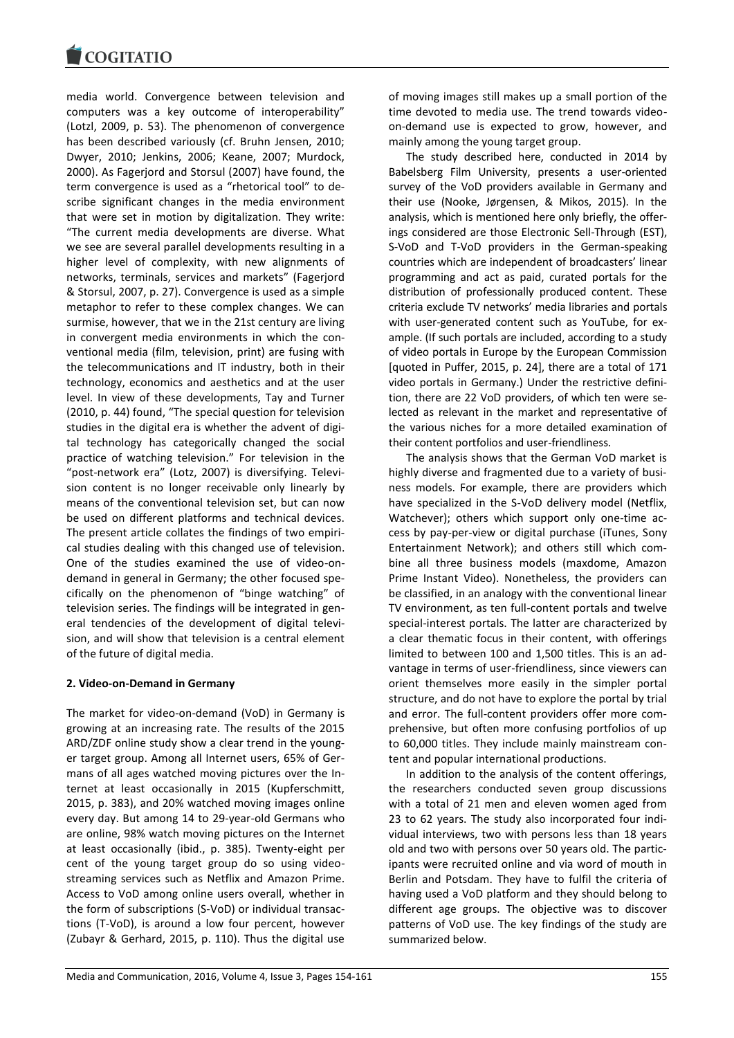media world. Convergence between television and computers was a key outcome of interoperability" (Lotzl, 2009, p. 53). The phenomenon of convergence has been described variously (cf. Bruhn Jensen, 2010; Dwyer, 2010; Jenkins, 2006; Keane, 2007; Murdock, 2000). As Fagerjord and Storsul (2007) have found, the term convergence is used as a "rhetorical tool" to describe significant changes in the media environment that were set in motion by digitalization. They write: "The current media developments are diverse. What we see are several parallel developments resulting in a higher level of complexity, with new alignments of networks, terminals, services and markets" (Fagerjord & Storsul, 2007, p. 27). Convergence is used as a simple metaphor to refer to these complex changes. We can surmise, however, that we in the 21st century are living in convergent media environments in which the conventional media (film, television, print) are fusing with the telecommunications and IT industry, both in their technology, economics and aesthetics and at the user level. In view of these developments, Tay and Turner (2010, p. 44) found, "The special question for television studies in the digital era is whether the advent of digital technology has categorically changed the social practice of watching television." For television in the "post-network era" (Lotz, 2007) is diversifying. Television content is no longer receivable only linearly by means of the conventional television set, but can now be used on different platforms and technical devices. The present article collates the findings of two empirical studies dealing with this changed use of television. One of the studies examined the use of video-on-demand in general in Germany; the other focused specifically on the phenomenon of "binge watching" of television series. The findings will be integrated in general tendencies of the development of digital television, and will show that television is a central element of the future of digital media.

## 2. Video-on-Demand in Germany

The market for video-on-demand (VoD) in Germany is growing at an increasing rate. The results of the 2015 ARD/ZDF online study show a clear trend in the younger target group. Among all Internet users, 65% of Germans of all ages watched moving pictures over the Internet at least occasionally in 2015 (Kupferschmitt, 2015, p. 383), and 20% watched moving images online every day. But among 14 to 29-year-old Germans who are online, 98% watch moving pictures on the Internet at least occasionally (ibid., p. 385). Twenty-eight per cent of the young target group do so using video-streaming services such as Netflix and Amazon Prime. Access to VoD among online users overall, whether in the form of subscriptions (S-VoD) or individual transactions (T-VoD), is around a low four percent, however (Zubayr & Gerhard, 2015, p. 110). Thus the digital use of moving images still makes up a small portion of the time devoted to media use. The trend towards video-on-demand use is expected to grow, however, and mainly among the young target group.

The study described here, conducted in 2014 by Babelsberg Film University, presents a user-oriented survey of the VoD providers available in Germany and their use (Nooke, Jørgensen, & Mikos, 2015). In the analysis, which is mentioned here only briefly, the offerings considered are those Electronic Sell-Through (EST), S-VoD and T-VoD providers in the German-speaking countries which are independent of broadcasters' linear programming and act as paid, curated portals for the distribution of professionally produced content. These criteria exclude TV networks' media libraries and portals with user-generated content such as YouTube, for example. (If such portals are included, according to a study of video portals in Europe by the European Commission [quoted in Puffer, 2015, p. 24], there are a total of 171 video portals in Germany.) Under the restrictive definition, there are 22 VoD providers, of which ten were selected as relevant in the market and representative of the various niches for a more detailed examination of their content portfolios and user-friendliness.

The analysis shows that the German VoD market is highly diverse and fragmented due to a variety of business models. For example, there are providers which have specialized in the S-VoD delivery model (Netflix, Watchever); others which support only one-time access by pay-per-view or digital purchase (iTunes, Sony Entertainment Network); and others still which combine all three business models (maxdome, Amazon Prime Instant Video). Nonetheless, the providers can be classified, in an analogy with the conventional linear TV environment, as ten full-content portals and twelve special-interest portals. The latter are characterized by a clear thematic focus in their content, with offerings limited to between 100 and 1,500 titles. This is an advantage in terms of user-friendliness, since viewers can orient themselves more easily in the simpler portal structure, and do not have to explore the portal by trial and error. The full-content providers offer more comprehensive, but often more confusing portfolios of up to 60,000 titles. They include mainly mainstream content and popular international productions.

In addition to the analysis of the content offerings, the researchers conducted seven group discussions with a total of 21 men and eleven women aged from 23 to 62 years. The study also incorporated four individual interviews, two with persons less than 18 years old and two with persons over 50 years old. The participants were recruited online and via word of mouth in Berlin and Potsdam. They have to fulfil the criteria of having used a VoD platform and they should belong to different age groups. The objective was to discover patterns of VoD use. The key findings of the study are summarized below.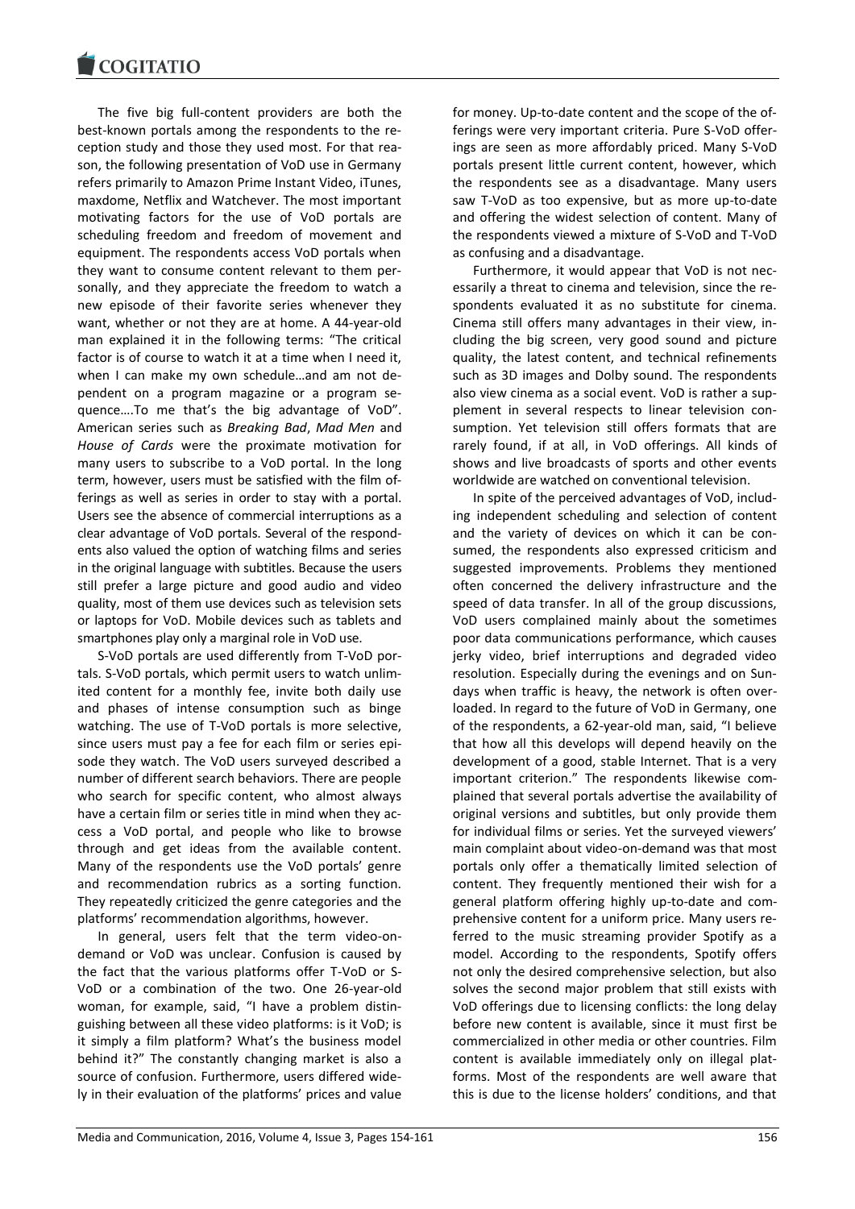The five big full-content providers are both the best-known portals among the respondents to the reception study and those they used most. For that reason, the following presentation of VoD use in Germany refers primarily to Amazon Prime Instant Video, iTunes, maxdome, Netflix and Watchever. The most important motivating factors for the use of VoD portals are scheduling freedom and freedom of movement and equipment. The respondents access VoD portals when they want to consume content relevant to them personally, and they appreciate the freedom to watch a new episode of their favorite series whenever they want, whether or not they are at home. A 44-year-old man explained it in the following terms: "The critical factor is of course to watch it at a time when I need it, when I can make my own schedule…and am not dependent on a program magazine or a program sequence….To me that's the big advantage of VoD". American series such as *Breaking Bad*, *Mad Men* and *House of Cards* were the proximate motivation for many users to subscribe to a VoD portal. In the long term, however, users must be satisfied with the film offerings as well as series in order to stay with a portal. Users see the absence of commercial interruptions as a clear advantage of VoD portals. Several of the respondents also valued the option of watching films and series in the original language with subtitles. Because the users still prefer a large picture and good audio and video quality, most of them use devices such as television sets or laptops for VoD. Mobile devices such as tablets and smartphones play only a marginal role in VoD use.

S-VoD portals are used differently from T-VoD portals. S-VoD portals, which permit users to watch unlimited content for a monthly fee, invite both daily use and phases of intense consumption such as binge watching. The use of T-VoD portals is more selective, since users must pay a fee for each film or series episode they watch. The VoD users surveyed described a number of different search behaviors. There are people who search for specific content, who almost always have a certain film or series title in mind when they access a VoD portal, and people who like to browse through and get ideas from the available content. Many of the respondents use the VoD portals' genre and recommendation rubrics as a sorting function. They repeatedly criticized the genre categories and the platforms' recommendation algorithms, however.

In general, users felt that the term video-on-demand or VoD was unclear. Confusion is caused by the fact that the various platforms offer T-VoD or S-VoD or a combination of the two. One 26-year-old woman, for example, said, "I have a problem distinguishing between all these video platforms: is it VoD; is it simply a film platform? What's the business model behind it?" The constantly changing market is also a source of confusion. Furthermore, users differed widely in their evaluation of the platforms' prices and value for money. Up-to-date content and the scope of the offerings were very important criteria. Pure S-VoD offerings are seen as more affordably priced. Many S-VoD portals present little current content, however, which the respondents see as a disadvantage. Many users saw T-VoD as too expensive, but as more up-to-date and offering the widest selection of content. Many of the respondents viewed a mixture of S-VoD and T-VoD as confusing and a disadvantage.

Furthermore, it would appear that VoD is not necessarily a threat to cinema and television, since the respondents evaluated it as no substitute for cinema. Cinema still offers many advantages in their view, including the big screen, very good sound and picture quality, the latest content, and technical refinements such as 3D images and Dolby sound. The respondents also view cinema as a social event. VoD is rather a supplement in several respects to linear television consumption. Yet television still offers formats that are rarely found, if at all, in VoD offerings. All kinds of shows and live broadcasts of sports and other events worldwide are watched on conventional television.

In spite of the perceived advantages of VoD, including independent scheduling and selection of content and the variety of devices on which it can be consumed, the respondents also expressed criticism and suggested improvements. Problems they mentioned often concerned the delivery infrastructure and the speed of data transfer. In all of the group discussions, VoD users complained mainly about the sometimes poor data communications performance, which causes jerky video, brief interruptions and degraded video resolution. Especially during the evenings and on Sundays when traffic is heavy, the network is often overloaded. In regard to the future of VoD in Germany, one of the respondents, a 62-year-old man, said, "I believe that how all this develops will depend heavily on the development of a good, stable Internet. That is a very important criterion." The respondents likewise complained that several portals advertise the availability of original versions and subtitles, but only provide them for individual films or series. Yet the surveyed viewers' main complaint about video-on-demand was that most portals only offer a thematically limited selection of content. They frequently mentioned their wish for a general platform offering highly up-to-date and comprehensive content for a uniform price. Many users referred to the music streaming provider Spotify as a model. According to the respondents, Spotify offers not only the desired comprehensive selection, but also solves the second major problem that still exists with VoD offerings due to licensing conflicts: the long delay before new content is available, since it must first be commercialized in other media or other countries. Film content is available immediately only on illegal platforms. Most of the respondents are well aware that this is due to the license holders' conditions, and that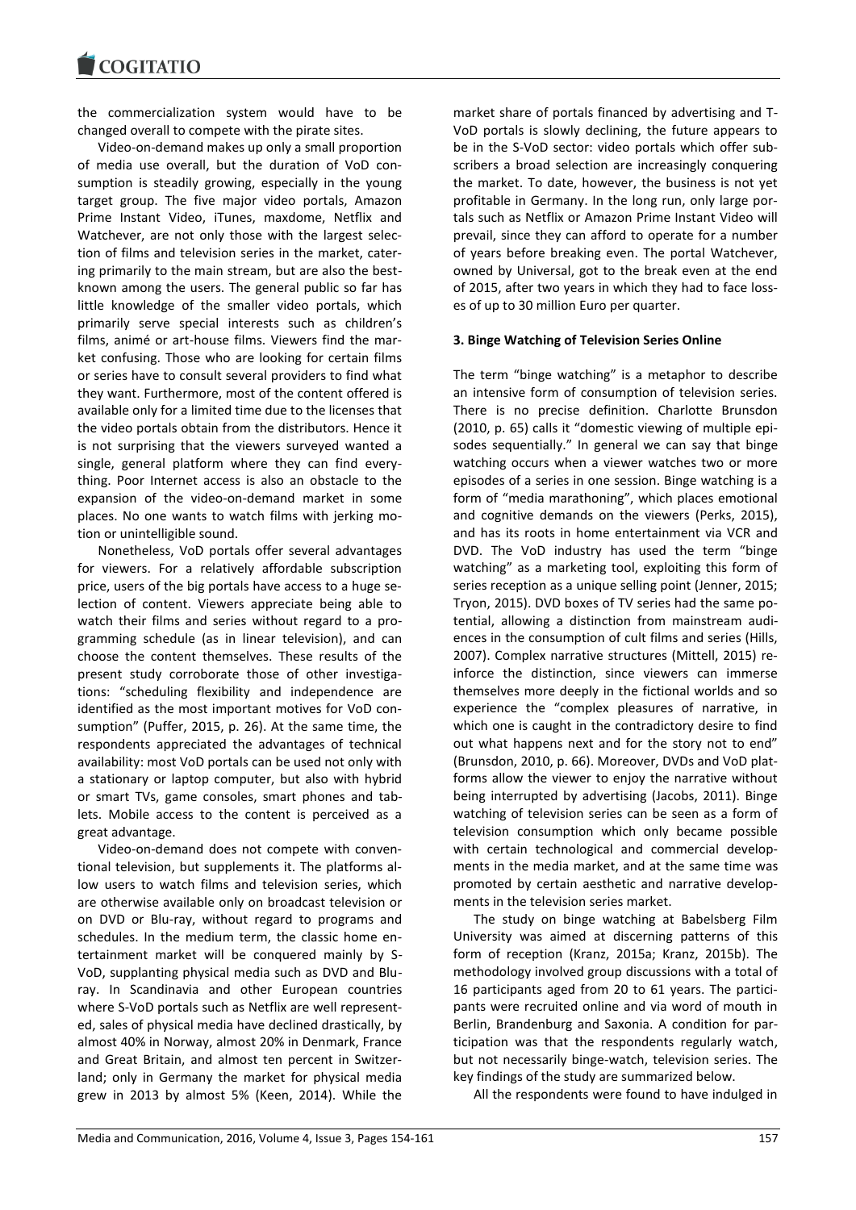the commercialization system would have to be changed overall to compete with the pirate sites.

Video-on-demand makes up only a small proportion of media use overall, but the duration of VoD consumption is steadily growing, especially in the young target group. The five major video portals, Amazon Prime Instant Video, iTunes, maxdome, Netflix and Watchever, are not only those with the largest selection of films and television series in the market, catering primarily to the main stream, but are also the best-known among the users. The general public so far has little knowledge of the smaller video portals, which primarily serve special interests such as children's films, animé or art-house films. Viewers find the market confusing. Those who are looking for certain films or series have to consult several providers to find what they want. Furthermore, most of the content offered is available only for a limited time due to the licenses that the video portals obtain from the distributors. Hence it is not surprising that the viewers surveyed wanted a single, general platform where they can find everything. Poor Internet access is also an obstacle to the expansion of the video-on-demand market in some places. No one wants to watch films with jerking motion or unintelligible sound.

Nonetheless, VoD portals offer several advantages for viewers. For a relatively affordable subscription price, users of the big portals have access to a huge selection of content. Viewers appreciate being able to watch their films and series without regard to a programming schedule (as in linear television), and can choose the content themselves. These results of the present study corroborate those of other investigations: "scheduling flexibility and independence are identified as the most important motives for VoD consumption" (Puffer, 2015, p. 26). At the same time, the respondents appreciated the advantages of technical availability: most VoD portals can be used not only with a stationary or laptop computer, but also with hybrid or smart TVs, game consoles, smart phones and tablets. Mobile access to the content is perceived as a great advantage.

Video-on-demand does not compete with conventional television, but supplements it. The platforms allow users to watch films and television series, which are otherwise available only on broadcast television or on DVD or Blu-ray, without regard to programs and schedules. In the medium term, the classic home entertainment market will be conquered mainly by S-VoD, supplanting physical media such as DVD and Blu-ray. In Scandinavia and other European countries where S-VoD portals such as Netflix are well represented, sales of physical media have declined drastically, by almost 40% in Norway, almost 20% in Denmark, France and Great Britain, and almost ten percent in Switzerland; only in Germany the market for physical media grew in 2013 by almost 5% (Keen, 2014). While the market share of portals financed by advertising and T-VoD portals is slowly declining, the future appears to be in the S-VoD sector: video portals which offer subscribers a broad selection are increasingly conquering the market. To date, however, the business is not yet profitable in Germany. In the long run, only large portals such as Netflix or Amazon Prime Instant Video will prevail, since they can afford to operate for a number of years before breaking even. The portal Watchever, owned by Universal, got to the break even at the end of 2015, after two years in which they had to face losses of up to 30 million Euro per quarter.

## 3. Binge Watching of Television Series Online

The term "binge watching" is a metaphor to describe an intensive form of consumption of television series. There is no precise definition. Charlotte Brunsdon (2010, p. 65) calls it "domestic viewing of multiple episodes sequentially." In general we can say that binge watching occurs when a viewer watches two or more episodes of a series in one session. Binge watching is a form of "media marathoning", which places emotional and cognitive demands on the viewers (Perks, 2015), and has its roots in home entertainment via VCR and DVD. The VoD industry has used the term "binge watching" as a marketing tool, exploiting this form of series reception as a unique selling point (Jenner, 2015; Tryon, 2015). DVD boxes of TV series had the same potential, allowing a distinction from mainstream audiences in the consumption of cult films and series (Hills, 2007). Complex narrative structures (Mittell, 2015) reinforce the distinction, since viewers can immerse themselves more deeply in the fictional worlds and so experience the "complex pleasures of narrative, in which one is caught in the contradictory desire to find out what happens next and for the story not to end" (Brunsdon, 2010, p. 66). Moreover, DVDs and VoD platforms allow the viewer to enjoy the narrative without being interrupted by advertising (Jacobs, 2011). Binge watching of television series can be seen as a form of television consumption which only became possible with certain technological and commercial developments in the media market, and at the same time was promoted by certain aesthetic and narrative developments in the television series market.

The study on binge watching at Babelsberg Film University was aimed at discerning patterns of this form of reception (Kranz, 2015a; Kranz, 2015b). The methodology involved group discussions with a total of 16 participants aged from 20 to 61 years. The participants were recruited online and via word of mouth in Berlin, Brandenburg and Saxonia. A condition for participation was that the respondents regularly watch, but not necessarily binge-watch, television series. The key findings of the study are summarized below.

All the respondents were found to have indulged in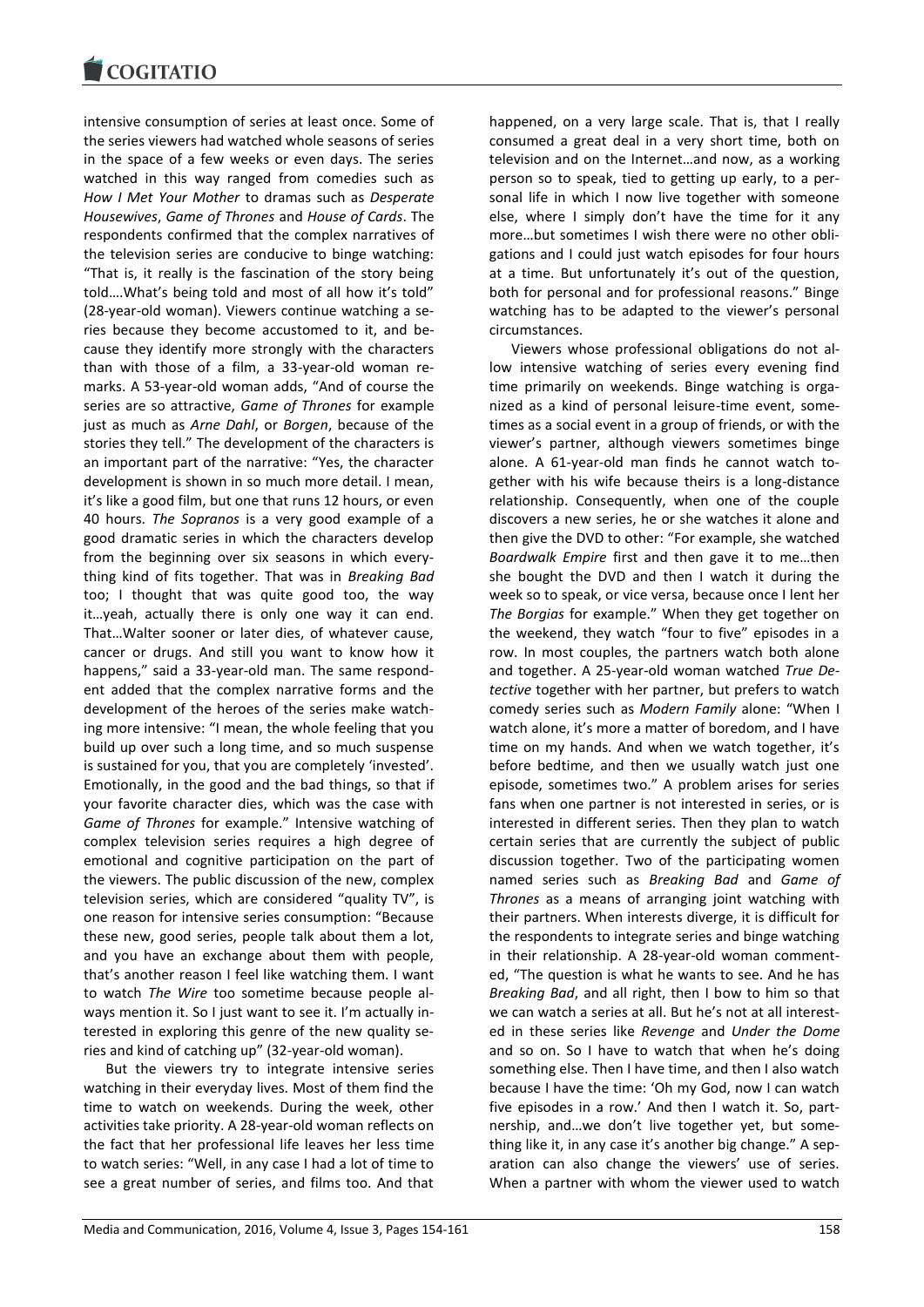intensive consumption of series at least once. Some of the series viewers had watched whole seasons of series in the space of a few weeks or even days. The series watched in this way ranged from comedies such as *How I Met Your Mother* to dramas such as *Desperate Housewives*, *Game of Thrones* and *House of Cards*. The respondents confirmed that the complex narratives of the television series are conducive to binge watching: "That is, it really is the fascination of the story being told….What's being told and most of all how it's told" (28-year-old woman). Viewers continue watching a series because they become accustomed to it, and because they identify more strongly with the characters than with those of a film, a 33-year-old woman remarks. A 53-year-old woman adds, "And of course the series are so attractive, *Game of Thrones* for example just as much as *Arne Dahl*, or *Borgen*, because of the stories they tell." The development of the characters is an important part of the narrative: "Yes, the character development is shown in so much more detail. I mean, it's like a good film, but one that runs 12 hours, or even 40 hours. *The Sopranos* is a very good example of a good dramatic series in which the characters develop from the beginning over six seasons in which everything kind of fits together. That was in *Breaking Bad* too; I thought that was quite good too, the way it…yeah, actually there is only one way it can end. That…Walter sooner or later dies, of whatever cause, cancer or drugs. And still you want to know how it happens," said a 33-year-old man. The same respondent added that the complex narrative forms and the development of the heroes of the series make watching more intensive: "I mean, the whole feeling that you build up over such a long time, and so much suspense is sustained for you, that you are completely 'invested'. Emotionally, in the good and the bad things, so that if your favorite character dies, which was the case with *Game of Thrones* for example." Intensive watching of complex television series requires a high degree of emotional and cognitive participation on the part of the viewers. The public discussion of the new, complex television series, which are considered "quality TV", is one reason for intensive series consumption: "Because these new, good series, people talk about them a lot, and you have an exchange about them with people, that's another reason I feel like watching them. I want to watch *The Wire* too sometime because people always mention it. So I just want to see it. I'm actually interested in exploring this genre of the new quality series and kind of catching up" (32-year-old woman).

But the viewers try to integrate intensive series watching in their everyday lives. Most of them find the time to watch on weekends. During the week, other activities take priority. A 28-year-old woman reflects on the fact that her professional life leaves her less time to watch series: "Well, in any case I had a lot of time to see a great number of series, and films too. And that happened, on a very large scale. That is, that I really consumed a great deal in a very short time, both on television and on the Internet…and now, as a working person so to speak, tied to getting up early, to a personal life in which I now live together with someone else, where I simply don't have the time for it any more…but sometimes I wish there were no other obligations and I could just watch episodes for four hours at a time. But unfortunately it's out of the question, both for personal and for professional reasons." Binge watching has to be adapted to the viewer's personal circumstances.

Viewers whose professional obligations do not allow intensive watching of series every evening find time primarily on weekends. Binge watching is organized as a kind of personal leisure-time event, sometimes as a social event in a group of friends, or with the viewer's partner, although viewers sometimes binge alone. A 61-year-old man finds he cannot watch together with his wife because theirs is a long-distance relationship. Consequently, when one of the couple discovers a new series, he or she watches it alone and then give the DVD to other: "For example, she watched *Boardwalk Empire* first and then gave it to me…then she bought the DVD and then I watch it during the week so to speak, or vice versa, because once I lent her *The Borgias* for example." When they get together on the weekend, they watch "four to five" episodes in a row. In most couples, the partners watch both alone and together. A 25-year-old woman watched *True Detective* together with her partner, but prefers to watch comedy series such as *Modern Family* alone: "When I watch alone, it's more a matter of boredom, and I have time on my hands. And when we watch together, it's before bedtime, and then we usually watch just one episode, sometimes two." A problem arises for series fans when one partner is not interested in series, or is interested in different series. Then they plan to watch certain series that are currently the subject of public discussion together. Two of the participating women named series such as *Breaking Bad* and *Game of Thrones* as a means of arranging joint watching with their partners. When interests diverge, it is difficult for the respondents to integrate series and binge watching in their relationship. A 28-year-old woman commented, "The question is what he wants to see. And he has *Breaking Bad*, and all right, then I bow to him so that we can watch a series at all. But he's not at all interested in these series like *Revenge* and *Under the Dome* and so on. So I have to watch that when he's doing something else. Then I have time, and then I also watch because I have the time: 'Oh my God, now I can watch five episodes in a row.' And then I watch it. So, partnership, and…we don't live together yet, but something like it, in any case it's another big change." A separation can also change the viewers' use of series. When a partner with whom the viewer used to watch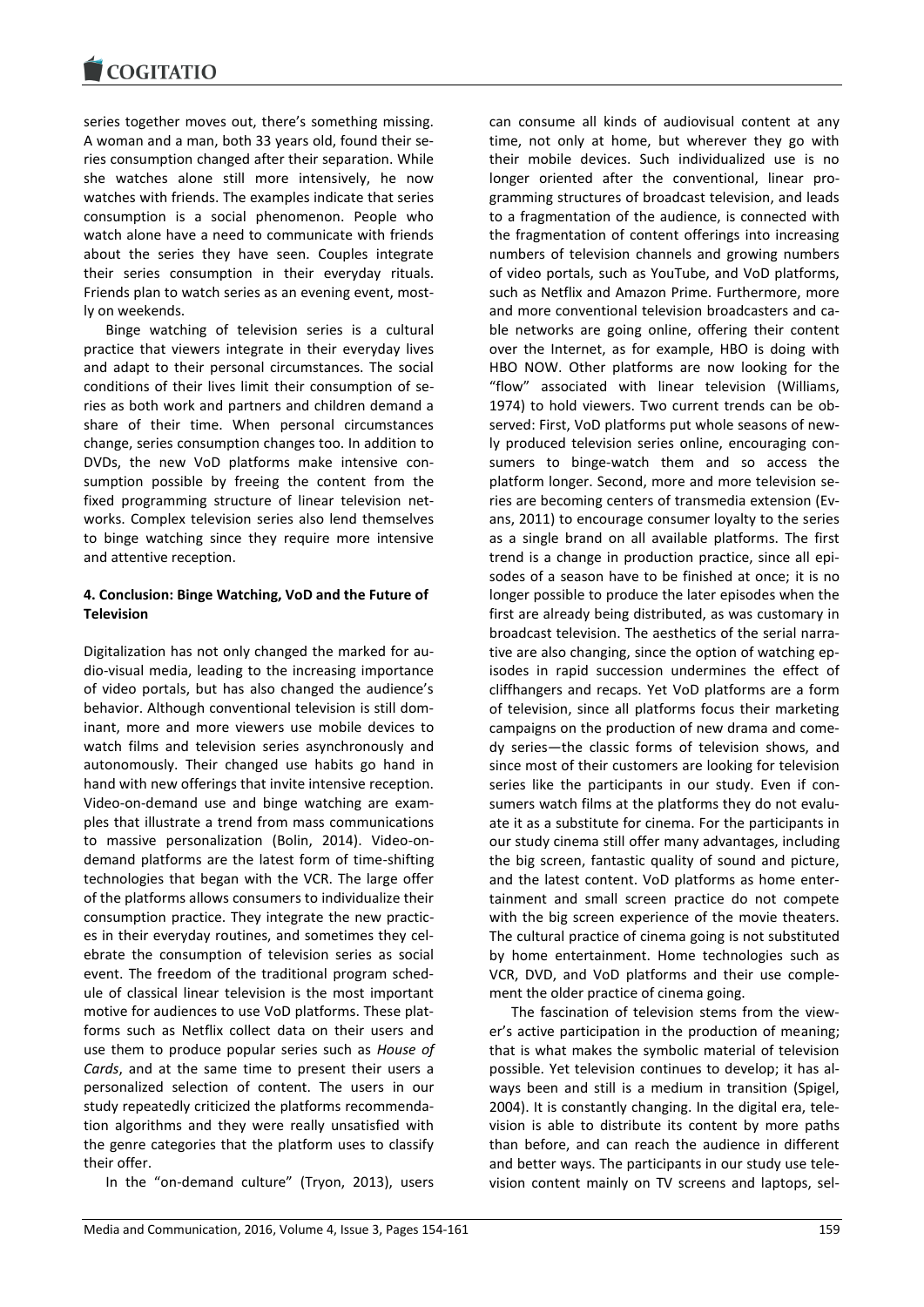series together moves out, there's something missing. A woman and a man, both 33 years old, found their series consumption changed after their separation. While she watches alone still more intensively, he now watches with friends. The examples indicate that series consumption is a social phenomenon. People who watch alone have a need to communicate with friends about the series they have seen. Couples integrate their series consumption in their everyday rituals. Friends plan to watch series as an evening event, mostly on weekends.

Binge watching of television series is a cultural practice that viewers integrate in their everyday lives and adapt to their personal circumstances. The social conditions of their lives limit their consumption of series as both work and partners and children demand a share of their time. When personal circumstances change, series consumption changes too. In addition to DVDs, the new VoD platforms make intensive consumption possible by freeing the content from the fixed programming structure of linear television networks. Complex television series also lend themselves to binge watching since they require more intensive and attentive reception.

## 4. Conclusion: Binge Watching, VoD and the Future of Television

Digitalization has not only changed the marked for audio-visual media, leading to the increasing importance of video portals, but has also changed the audience's behavior. Although conventional television is still dominant, more and more viewers use mobile devices to watch films and television series asynchronously and autonomously. Their changed use habits go hand in hand with new offerings that invite intensive reception. Video-on-demand use and binge watching are examples that illustrate a trend from mass communications to massive personalization (Bolin, 2014). Video-on-demand platforms are the latest form of time-shifting technologies that began with the VCR. The large offer of the platforms allows consumers to individualize their consumption practice. They integrate the new practices in their everyday routines, and sometimes they celebrate the consumption of television series as social event. The freedom of the traditional program schedule of classical linear television is the most important motive for audiences to use VoD platforms. These platforms such as Netflix collect data on their users and use them to produce popular series such as *House of Cards*, and at the same time to present their users a personalized selection of content. The users in our study repeatedly criticized the platforms recommendation algorithms and they were really unsatisfied with the genre categories that the platform uses to classify their offer.

In the "on-demand culture" (Tryon, 2013), users can consume all kinds of audiovisual content at any time, not only at home, but wherever they go with their mobile devices. Such individualized use is no longer oriented after the conventional, linear programming structures of broadcast television, and leads to a fragmentation of the audience, is connected with the fragmentation of content offerings into increasing numbers of television channels and growing numbers of video portals, such as YouTube, and VoD platforms, such as Netflix and Amazon Prime. Furthermore, more and more conventional television broadcasters and cable networks are going online, offering their content over the Internet, as for example, HBO is doing with HBO NOW. Other platforms are now looking for the "flow" associated with linear television (Williams, 1974) to hold viewers. Two current trends can be observed: First, VoD platforms put whole seasons of newly produced television series online, encouraging consumers to binge-watch them and so access the platform longer. Second, more and more television series are becoming centers of transmedia extension (Evans, 2011) to encourage consumer loyalty to the series as a single brand on all available platforms. The first trend is a change in production practice, since all episodes of a season have to be finished at once; it is no longer possible to produce the later episodes when the first are already being distributed, as was customary in broadcast television. The aesthetics of the serial narrative are also changing, since the option of watching episodes in rapid succession undermines the effect of cliffhangers and recaps. Yet VoD platforms are a form of television, since all platforms focus their marketing campaigns on the production of new drama and comedy series—the classic forms of television shows, and since most of their customers are looking for television series like the participants in our study. Even if consumers watch films at the platforms they do not evaluate it as a substitute for cinema. For the participants in our study cinema still offer many advantages, including the big screen, fantastic quality of sound and picture, and the latest content. VoD platforms as home entertainment and small screen practice do not compete with the big screen experience of the movie theaters. The cultural practice of cinema going is not substituted by home entertainment. Home technologies such as VCR, DVD, and VoD platforms and their use complement the older practice of cinema going.

The fascination of television stems from the viewer's active participation in the production of meaning; that is what makes the symbolic material of television possible. Yet television continues to develop; it has always been and still is a medium in transition (Spigel, 2004). It is constantly changing. In the digital era, television is able to distribute its content by more paths than before, and can reach the audience in different and better ways. The participants in our study use television content mainly on TV screens and laptops, sel-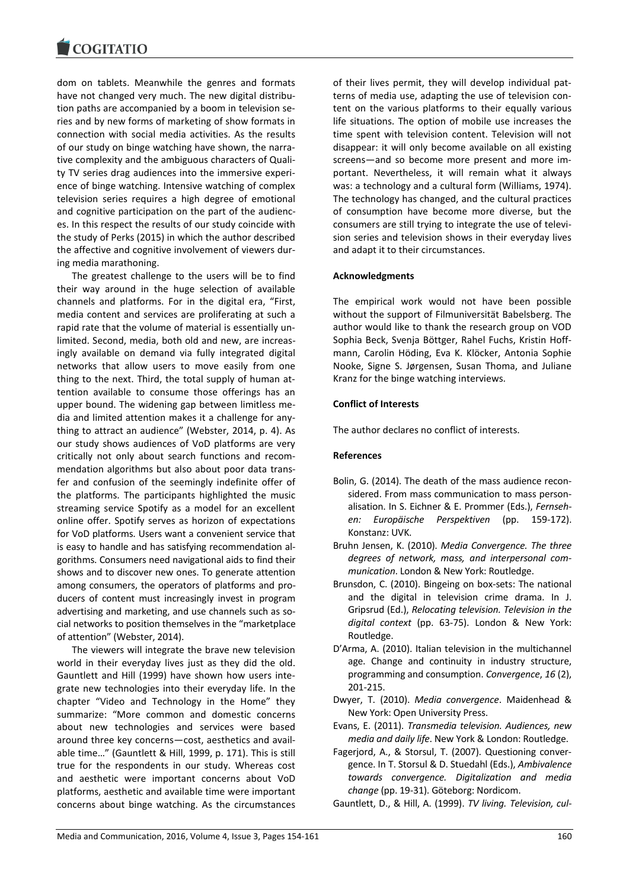dom on tablets. Meanwhile the genres and formats have not changed very much. The new digital distribution paths are accompanied by a boom in television series and by new forms of marketing of show formats in connection with social media activities. As the results of our study on binge watching have shown, the narrative complexity and the ambiguous characters of Quality TV series drag audiences into the immersive experience of binge watching. Intensive watching of complex television series requires a high degree of emotional and cognitive participation on the part of the audiences. In this respect the results of our study coincide with the study of Perks (2015) in which the author described the affective and cognitive involvement of viewers during media marathoning.

The greatest challenge to the users will be to find their way around in the huge selection of available channels and platforms. For in the digital era, "First, media content and services are proliferating at such a rapid rate that the volume of material is essentially unlimited. Second, media, both old and new, are increasingly available on demand via fully integrated digital networks that allow users to move easily from one thing to the next. Third, the total supply of human attention available to consume those offerings has an upper bound. The widening gap between limitless media and limited attention makes it a challenge for anything to attract an audience" (Webster, 2014, p. 4). As our study shows audiences of VoD platforms are very critically not only about search functions and recommendation algorithms but also about poor data transfer and confusion of the seemingly indefinite offer of the platforms. The participants highlighted the music streaming service Spotify as a model for an excellent online offer. Spotify serves as horizon of expectations for VoD platforms. Users want a convenient service that is easy to handle and has satisfying recommendation algorithms. Consumers need navigational aids to find their shows and to discover new ones. To generate attention among consumers, the operators of platforms and producers of content must increasingly invest in program advertising and marketing, and use channels such as social networks to position themselves in the "marketplace of attention" (Webster, 2014).

The viewers will integrate the brave new television world in their everyday lives just as they did the old. Gauntlett and Hill (1999) have shown how users integrate new technologies into their everyday life. In the chapter "Video and Technology in the Home" they summarize: "More common and domestic concerns about new technologies and services were based around three key concerns—cost, aesthetics and available time…" (Gauntlett & Hill, 1999, p. 171). This is still true for the respondents in our study. Whereas cost and aesthetic were important concerns about VoD platforms, aesthetic and available time were important concerns about binge watching. As the circumstances of their lives permit, they will develop individual patterns of media use, adapting the use of television content on the various platforms to their equally various life situations. The option of mobile use increases the time spent with television content. Television will not disappear: it will only become available on all existing screens—and so become more present and more important. Nevertheless, it will remain what it always was: a technology and a cultural form (Williams, 1974). The technology has changed, and the cultural practices of consumption have become more diverse, but the consumers are still trying to integrate the use of television series and television shows in their everyday lives and adapt it to their circumstances.

## Acknowledgments

The empirical work would not have been possible without the support of Filmuniversität Babelsberg. The author would like to thank the research group on VOD Sophia Beck, Svenja Böttger, Rahel Fuchs, Kristin Hoffmann, Carolin Höding, Eva K. Klöcker, Antonia Sophie Nooke, Signe S. Jørgensen, Susan Thoma, and Juliane Kranz for the binge watching interviews.

## Conflict of Interests

The author declares no conflict of interests.

## References

Bolin, G. (2014). The death of the mass audience reconsidered. From mass communication to mass personalisation. In S. Eichner & E. Prommer (Eds.), *Fernsehen: Europäische Perspektiven* (pp. 159-172). Konstanz: UVK.

Bruhn Jensen, K. (2010). *Media Convergence. The three degrees of network, mass, and interpersonal communication*. London & New York: Routledge.

Brunsdon, C. (2010). Bingeing on box-sets: The national and the digital in television crime drama. In J. Gripsrud (Ed.), *Relocating television. Television in the digital context* (pp. 63-75). London & New York: Routledge.

D'Arma, A. (2010). Italian television in the multichannel age. Change and continuity in industry structure, programming and consumption. *Convergence*, *16* (2), 201-215.

Dwyer, T. (2010). *Media convergence*. Maidenhead & New York: Open University Press.

Evans, E. (2011). *Transmedia television. Audiences, new media and daily life*. New York & London: Routledge.

Fagerjord, A., & Storsul, T. (2007). Questioning convergence. In T. Storsul & D. Stuedahl (Eds.), *Ambivalence towards convergence. Digitalization and media change* (pp. 19-31). Göteborg: Nordicom.

Gauntlett, D., & Hill, A. (1999). *TV living. Television, cul-*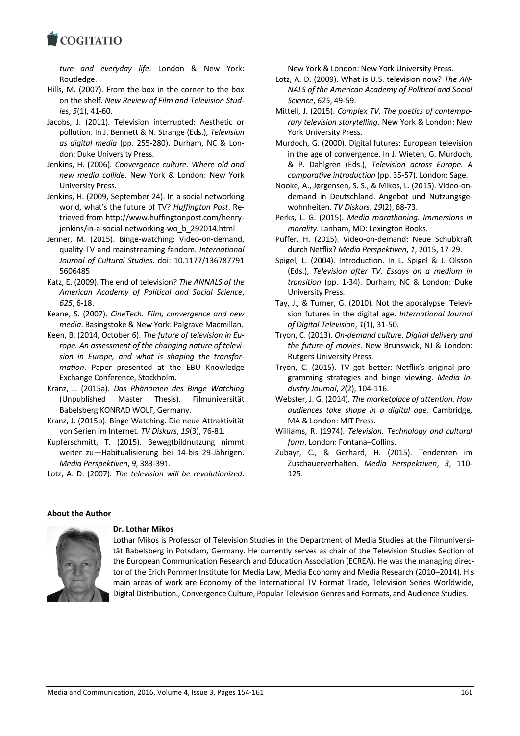*ture and everyday life*. London & New York: Routledge.

Hills, M. (2007). From the box in the corner to the box on the shelf. *New Review of Film and Television Studies*, *5*(1), 41-60.

Jacobs, J. (2011). Television interrupted: Aesthetic or pollution. In J. Bennett & N. Strange (Eds.), *Television as digital media* (pp. 255-280). Durham, NC & London: Duke University Press.

Jenkins, H. (2006). *Convergence culture. Where old and new media collide*. New York & London: New York University Press.

Jenkins, H. (2009, September 24). In a social networking world, what's the future of TV? *Huffington Post*. Retrieved from http://www.huffingtonpost.com/henry-jenkins/in-a-social-networking-wo_b_292014.html

Jenner, M. (2015). Binge-watching: Video-on-demand, quality-TV and mainstreaming fandom. *International Journal of Cultural Studies*. doi: 10.1177/1367877915606485

Katz, E. (2009). The end of television? *The ANNALS of the American Academy of Political and Social Science*, *625*, 6-18.

Keane, S. (2007). *CineTech. Film, convergence and new media*. Basingstoke & New York: Palgrave Macmillan.

Keen, B. (2014, October 6). *The future of television in Europe. An assessment of the changing nature of television in Europe, and what is shaping the transformation*. Paper presented at the EBU Knowledge Exchange Conference, Stockholm.

Kranz, J. (2015a). *Das Phänomen des Binge Watching* (Unpublished Master Thesis). Filmuniversität Babelsberg KONRAD WOLF, Germany.

Kranz, J. (2015b). Binge Watching. Die neue Attraktivität von Serien im Internet. *TV Diskurs*, *19*(3), 76-81.

Kupferschmitt, T. (2015). Bewegtbildnutzung nimmt weiter zu—Habitualisierung bei 14-bis 29-Jährigen. *Media Perspektiven*, *9*, 383-391.

Lotz, A. D. (2007). *The television will be revolutionized*. New York & London: New York University Press.

Lotz, A. D. (2009). What is U.S. television now? *The ANNALS of the American Academy of Political and Social Science*, *625*, 49-59.

Mittell, J. (2015). *Complex TV. The poetics of contemporary television storytelling*. New York & London: New York University Press.

Murdoch, G. (2000). Digital futures: European television in the age of convergence. In J. Wieten, G. Murdoch, & P. Dahlgren (Eds.), *Television across Europe. A comparative introduction* (pp. 35-57). London: Sage.

Nooke, A., Jørgensen, S. S., & Mikos, L. (2015). Video-on-demand in Deutschland. Angebot und Nutzungsgewohnheiten. *TV Diskurs*, *19*(2), 68-73.

Perks, L. G. (2015). *Media marathoning. Immersions in morality*. Lanham, MD: Lexington Books.

Puffer, H. (2015). Video-on-demand: Neue Schubkraft durch Netflix? *Media Perspektiven*, *1*, 2015, 17-29.

Spigel, L. (2004). Introduction. In L. Spigel & J. Olsson (Eds.), *Television after TV. Essays on a medium in transition* (pp. 1-34). Durham, NC & London: Duke University Press.

Tay, J., & Turner, G. (2010). Not the apocalypse: Television futures in the digital age. *International Journal of Digital Television*, *1*(1), 31-50.

Tryon, C. (2013). *On-demand culture. Digital delivery and the future of movies*. New Brunswick, NJ & London: Rutgers University Press.

Tryon, C. (2015). TV got better: Netflix's original programming strategies and binge viewing. *Media Industry Journal*, *2*(2), 104-116.

Webster, J. G. (2014). *The marketplace of attention. How audiences take shape in a digital age*. Cambridge, MA & London: MIT Press.

Williams, R. (1974). *Television. Technology and cultural form*. London: Fontana–Collins.

Zubayr, C., & Gerhard, H. (2015). Tendenzen im Zuschauerverhalten. *Media Perspektiven*, *3*, 110-125.

**About the Author**

**Dr. Lothar Mikos**

Lothar Mikos is Professor of Television Studies in the Department of Media Studies at the Filmuniversität Babelsberg in Potsdam, Germany. He currently serves as chair of the Television Studies Section of the European Communication Research and Education Association (ECREA). He was the managing director of the Erich Pommer Institute for Media Law, Media Economy and Media Research (2010–2014). His main areas of work are Economy of the International TV Format Trade, Television Series Worldwide, Digital Distribution., Convergence Culture, Popular Television Genres and Formats, and Audience Studies.